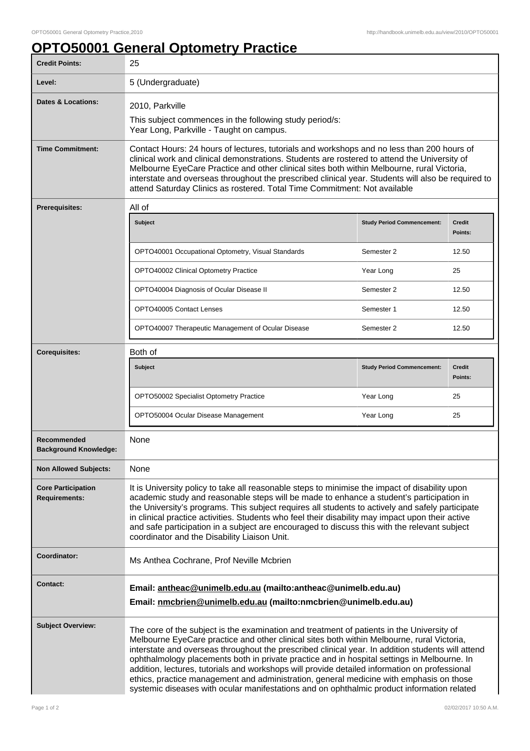# OPTO50001 General Optometry Practice

| | |
|---|---|
| **Credit Points:** | 25 |
| **Level:** | 5 (Undergraduate) |
| **Dates & Locations:** | 2010, Parkville<br>This subject commences in the following study period/s:<br>Year Long, Parkville - Taught on campus. |
| **Time Commitment:** | Contact Hours: 24 hours of lectures, tutorials and workshops and no less than 200 hours of clinical work and clinical demonstrations. Students are rostered to attend the University of Melbourne EyeCare Practice and other clinical sites both within Melbourne, rural Victoria, interstate and overseas throughout the prescribed clinical year. Students will also be required to attend Saturday Clinics as rostered. Total Time Commitment: Not available |
| **Prerequisites:** | All of |

| Subject | Study Period Commencement: | Credit Points: |
|---|---|---|
| OPTO40001 Occupational Optometry, Visual Standards | Semester 2 | 12.50 |
| OPTO40002 Clinical Optometry Practice | Year Long | 25 |
| OPTO40004 Diagnosis of Ocular Disease II | Semester 2 | 12.50 |
| OPTO40005 Contact Lenses | Semester 1 | 12.50 |
| OPTO40007 Therapeutic Management of Ocular Disease | Semester 2 | 12.50 |

| | |
|---|---|
| **Corequisites:** | Both of |

| Subject | Study Period Commencement: | Credit Points: |
|---|---|---|
| OPTO50002 Specialist Optometry Practice | Year Long | 25 |
| OPTO50004 Ocular Disease Management | Year Long | 25 |

| | |
|---|---|
| **Recommended Background Knowledge:** | None |
| **Non Allowed Subjects:** | None |
| **Core Participation Requirements:** | It is University policy to take all reasonable steps to minimise the impact of disability upon academic study and reasonable steps will be made to enhance a student's participation in the University's programs. This subject requires all students to actively and safely participate in clinical practice activities. Students who feel their disability may impact upon their active and safe participation in a subject are encouraged to discuss this with the relevant subject coordinator and the Disability Liaison Unit. |
| **Coordinator:** | Ms Anthea Cochrane, Prof Neville Mcbrien |
| **Contact:** | **Email: antheac@unimelb.edu.au (mailto:antheac@unimelb.edu.au)**<br>**Email: nmcbrien@unimelb.edu.au (mailto:nmcbrien@unimelb.edu.au)** |
| **Subject Overview:** | The core of the subject is the examination and treatment of patients in the University of Melbourne EyeCare practice and other clinical sites both within Melbourne, rural Victoria, interstate and overseas throughout the prescribed clinical year. In addition students will attend ophthalmology placements both in private practice and in hospital settings in Melbourne. In addition, lectures, tutorials and workshops will provide detailed information on professional ethics, practice management and administration, general medicine with emphasis on those systemic diseases with ocular manifestations and on ophthalmic product information related |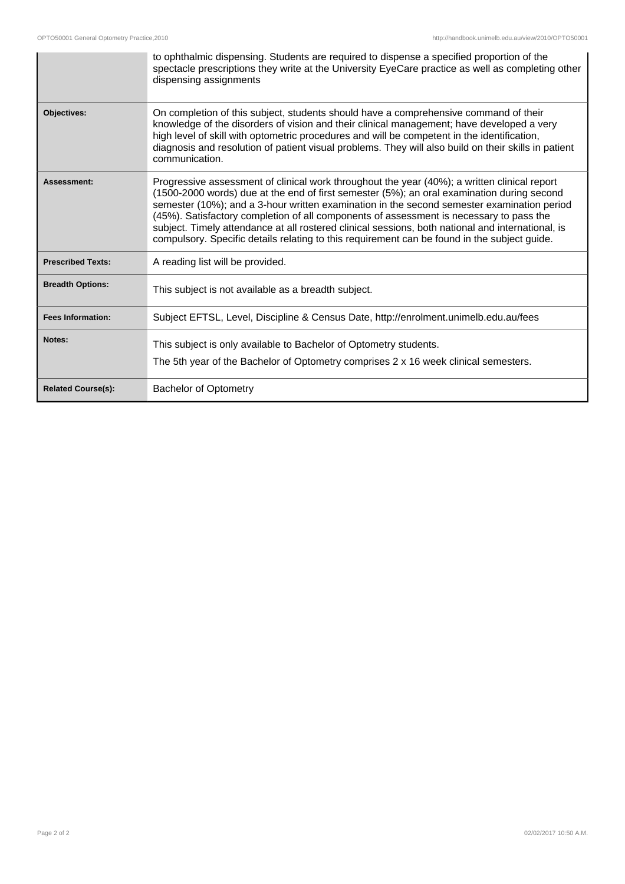| | |
|---|---|
| | to ophthalmic dispensing. Students are required to dispense a specified proportion of the spectacle prescriptions they write at the University EyeCare practice as well as completing other dispensing assignments |
| **Objectives:** | On completion of this subject, students should have a comprehensive command of their knowledge of the disorders of vision and their clinical management; have developed a very high level of skill with optometric procedures and will be competent in the identification, diagnosis and resolution of patient visual problems. They will also build on their skills in patient communication. |
| **Assessment:** | Progressive assessment of clinical work throughout the year (40%); a written clinical report (1500-2000 words) due at the end of first semester (5%); an oral examination during second semester (10%); and a 3-hour written examination in the second semester examination period (45%). Satisfactory completion of all components of assessment is necessary to pass the subject. Timely attendance at all rostered clinical sessions, both national and international, is compulsory. Specific details relating to this requirement can be found in the subject guide. |
| **Prescribed Texts:** | A reading list will be provided. |
| **Breadth Options:** | This subject is not available as a breadth subject. |
| **Fees Information:** | Subject EFTSL, Level, Discipline & Census Date, http://enrolment.unimelb.edu.au/fees |
| **Notes:** | This subject is only available to Bachelor of Optometry students. The 5th year of the Bachelor of Optometry comprises 2 x 16 week clinical semesters. |
| **Related Course(s):** | Bachelor of Optometry |